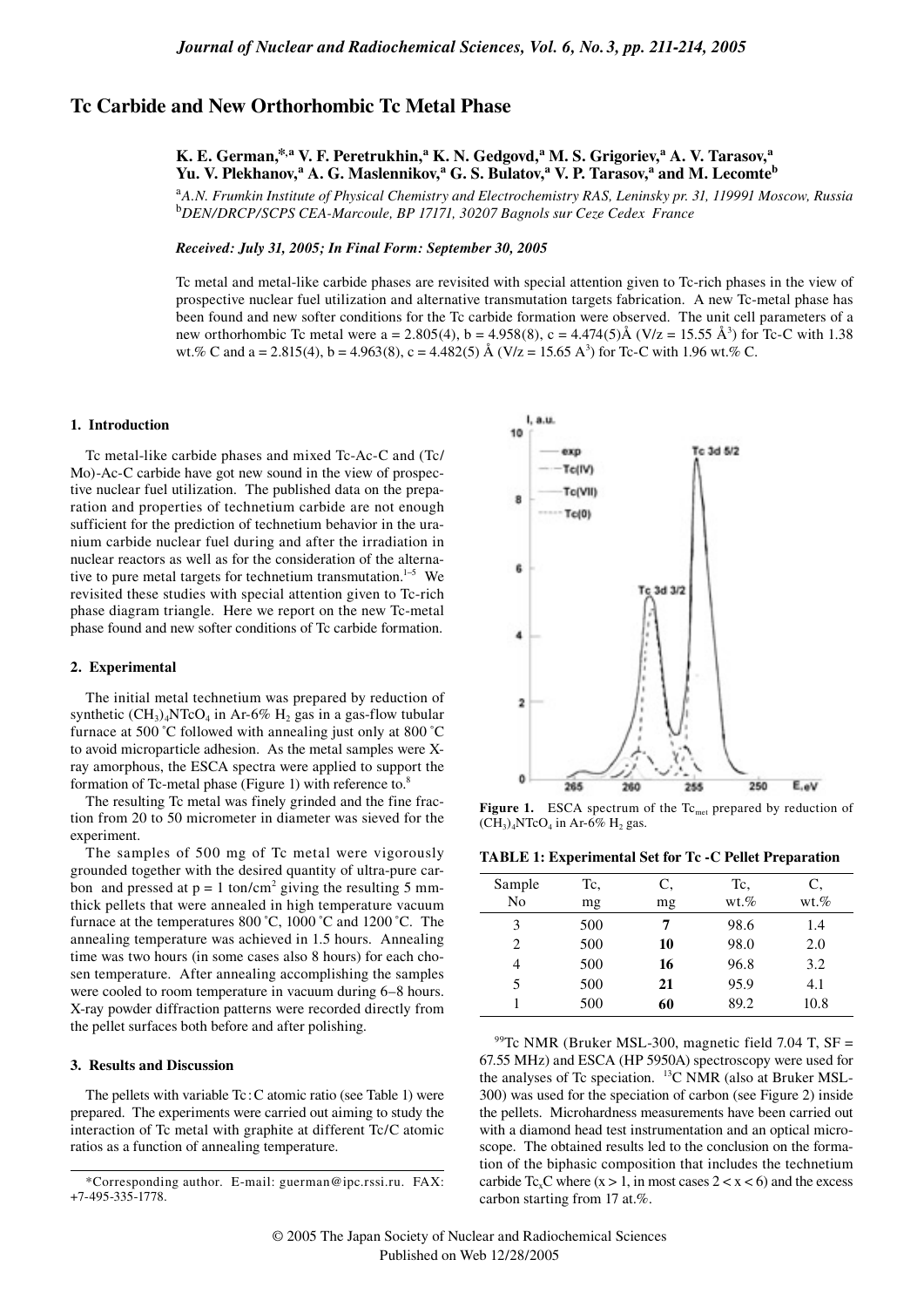# Tc Carbide and New Orthorhombic Tc Metal Phase

**K. E. German,*[,a] V. F. Peretrukhin,[a] K. N. Gedgovd,[a] M. S. Grigoriev,[a] A. V. Tarasov,[a] Yu. V. Plekhanov,[a] A. G. Maslennikov,[a] G. S. Bulatov,[a] V. P. Tarasov,[a] and M. Lecomte[b]**

[a]*A.N. Frumkin Institute of Physical Chemistry and Electrochemistry RAS, Leninsky pr. 31, 119991 Moscow, Russia*
[b]*DEN/DRCP/SCPS CEA-Marcoule, BP 17171, 30207 Bagnols sur Ceze Cedex France*

***Received: July 31, 2005; In Final Form: September 30, 2005***

Tc metal and metal-like carbide phases are revisited with special attention given to Tc-rich phases in the view of prospective nuclear fuel utilization and alternative transmutation targets fabrication. A new Tc-metal phase has been found and new softer conditions for the Tc carbide formation were observed. The unit cell parameters of a new orthorhombic Tc metal were a = 2.805(4), b = 4.958(8), c = 4.474(5)Å (V/z = 15.55 Å$^3$) for Tc-C with 1.38 wt.% C and a = 2.815(4), b = 4.963(8), c = 4.482(5) Å (V/z = 15.65 A$^3$) for Tc-C with 1.96 wt.% C.

## 1. Introduction

Tc metal-like carbide phases and mixed Tc-Ac-C and (Tc/Mo)-Ac-C carbide have got new sound in the view of prospective nuclear fuel utilization. The published data on the preparation and properties of technetium carbide are not enough sufficient for the prediction of technetium behavior in the uranium carbide nuclear fuel during and after the irradiation in nuclear reactors as well as for the consideration of the alternative to pure metal targets for technetium transmutation.[1–5] We revisited these studies with special attention given to Tc-rich phase diagram triangle. Here we report on the new Tc-metal phase found and new softer conditions of Tc carbide formation.

## 2. Experimental

The initial metal technetium was prepared by reduction of synthetic $(CH_3)_4NTcO_4$ in Ar-6% $H_2$ gas in a gas-flow tubular furnace at 500 ˚C followed with annealing just only at 800 ˚C to avoid microparticle adhesion. As the metal samples were X-ray amorphous, the ESCA spectra were applied to support the formation of Tc-metal phase (Figure 1) with reference to.[8]

The resulting Tc metal was finely grinded and the fine fraction from 20 to 50 micrometer in diameter was sieved for the experiment.

The samples of 500 mg of Tc metal were vigorously grounded together with the desired quantity of ultra-pure carbon and pressed at p = 1 ton/cm$^2$ giving the resulting 5 mm-thick pellets that were annealed in high temperature vacuum furnace at the temperatures 800 ˚C, 1000 ˚C and 1200 ˚C. The annealing temperature was achieved in 1.5 hours. Annealing time was two hours (in some cases also 8 hours) for each chosen temperature. After annealing accomplishing the samples were cooled to room temperature in vacuum during 6–8 hours. X-ray powder diffraction patterns were recorded directly from the pellet surfaces both before and after polishing.

## 3. Results and Discussion

The pellets with variable Tc : C atomic ratio (see Table 1) were prepared. The experiments were carried out aiming to study the interaction of Tc metal with graphite at different Tc/C atomic ratios as a function of annealing temperature.

**Figure 1.** ESCA spectrum of the $Tc_{met}$ prepared by reduction of $(CH_3)_4NTcO_4$ in Ar-6% $H_2$ gas.

**TABLE 1: Experimental Set for Tc -C Pellet Preparation**

| Sample No | Tc, mg | C, mg | Tc, wt.% | C, wt.% |
|---|---|---|---|---|
| 3 | 500 | **7** | 98.6 | 1.4 |
| 2 | 500 | **10** | 98.0 | 2.0 |
| 4 | 500 | **16** | 96.8 | 3.2 |
| 5 | 500 | **21** | 95.9 | 4.1 |
| 1 | 500 | **60** | 89.2 | 10.8 |

$^{99}$Tc NMR (Bruker MSL-300, magnetic field 7.04 T, SF = 67.55 MHz) and ESCA (HP 5950A) spectroscopy were used for the analyses of Tc speciation. $^{13}$C NMR (also at Bruker MSL-300) was used for the speciation of carbon (see Figure 2) inside the pellets. Microhardness measurements have been carried out with a diamond head test instrumentation and an optical microscope. The obtained results led to the conclusion on the formation of the biphasic composition that includes the technetium carbide $Tc_xC$ where ($x > 1$, in most cases $2 < x < 6$) and the excess carbon starting from 17 at.%.

*Corresponding author. E-mail: guerman@ipc.rssi.ru. FAX: +7-495-335-1778.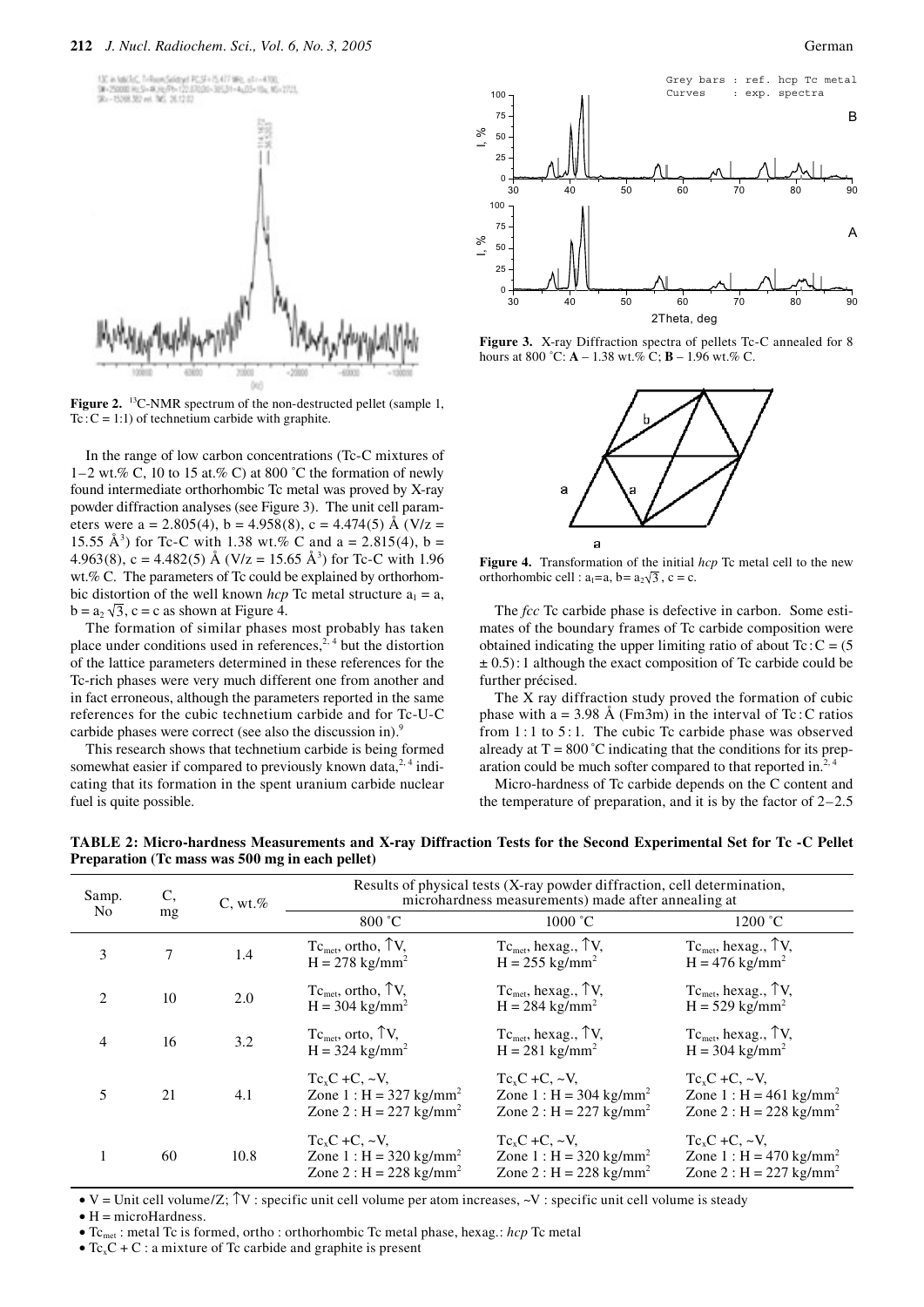**Figure 2.** $^{13}$C-NMR spectrum of the non-destructed pellet (sample 1, Tc : C = 1:1) of technetium carbide with graphite.

In the range of low carbon concentrations (Tc-C mixtures of 1–2 wt.% C, 10 to 15 at.% C) at 800 ˚C the formation of newly found intermediate orthorhombic Tc metal was proved by X-ray powder diffraction analyses (see Figure 3). The unit cell parameters were a = 2.805(4), b = 4.958(8), c = 4.474(5) Å (V/z = 15.55 Å$^3$) for Tc-C with 1.38 wt.% C and a = 2.815(4), b = 4.963(8), c = 4.482(5) Å (V/z = 15.65 Å$^3$) for Tc-C with 1.96 wt.% C. The parameters of Tc could be explained by orthorhombic distortion of the well known *hcp* Tc metal structure $a_1 = a$, $b = a_2\sqrt{3}$, c = c as shown at Figure 4.

The formation of similar phases most probably has taken place under conditions used in references,[2, 4] but the distortion of the lattice parameters determined in these references for the Tc-rich phases were very much different one from another and in fact erroneous, although the parameters reported in the same references for the cubic technetium carbide and for Tc-U-C carbide phases were correct (see also the discussion in).[9]

This research shows that technetium carbide is being formed somewhat easier if compared to previously known data,[2, 4] indicating that its formation in the spent uranium carbide nuclear fuel is quite possible.

**Figure 3.** X-ray Diffraction spectra of pellets Tc-C annealed for 8 hours at 800 ˚C: **A** – 1.38 wt.% C; **B** – 1.96 wt.% C.

**Figure 4.** Transformation of the initial *hcp* Tc metal cell to the new orthorhombic cell : $a_1 = a$, $b = a_2\sqrt{3}$, c = c.

The *fcc* Tc carbide phase is defective in carbon. Some estimates of the boundary frames of Tc carbide composition were obtained indicating the upper limiting ratio of about Tc : C = (5 ± 0.5) : 1 although the exact composition of Tc carbide could be further précised.

The X ray diffraction study proved the formation of cubic phase with a = 3.98 Å (Fm3m) in the interval of Tc : C ratios from 1 : 1 to 5 : 1. The cubic Tc carbide phase was observed already at T = 800 ˚C indicating that the conditions for its preparation could be much softer compared to that reported in.[2, 4]

Micro-hardness of Tc carbide depends on the C content and the temperature of preparation, and it is by the factor of 2–2.5

**TABLE 2: Micro-hardness Measurements and X-ray Diffraction Tests for the Second Experimental Set for Tc -C Pellet Preparation (Tc mass was 500 mg in each pellet)**

| Samp. No | C, mg | C, wt.% | Results of physical tests (X-ray powder diffraction, cell determination, microhardness measurements) made after annealing at | | |
|---|---|---|---|---|---|
| | | | 800 ˚C | 1000 ˚C | 1200 ˚C |
| 3 | 7 | 1.4 | $Tc_{met}$, ortho, ↑V, H = 278 kg/mm$^2$ | $Tc_{met}$, hexag., ↑V, H = 255 kg/mm$^2$ | $Tc_{met}$, hexag., ↑V, H = 476 kg/mm$^2$ |
| 2 | 10 | 2.0 | $Tc_{met}$, ortho, ↑V, H = 304 kg/mm$^2$ | $Tc_{met}$, hexag., ↑V, H = 284 kg/mm$^2$ | $Tc_{met}$, hexag., ↑V, H = 529 kg/mm$^2$ |
| 4 | 16 | 3.2 | $Tc_{met}$, orto, ↑V, H = 324 kg/mm$^2$ | $Tc_{met}$, hexag., ↑V, H = 281 kg/mm$^2$ | $Tc_{met}$, hexag., ↑V, H = 304 kg/mm$^2$ |
| 5 | 21 | 4.1 | $Tc_xC$ +C, ~V, Zone 1 : H = 327 kg/mm$^2$ Zone 2 : H = 227 kg/mm$^2$ | $Tc_xC$ +C, ~V, Zone 1 : H = 304 kg/mm$^2$ Zone 2 : H = 227 kg/mm$^2$ | $Tc_xC$ +C, ~V, Zone 1 : H = 461 kg/mm$^2$ Zone 2 : H = 228 kg/mm$^2$ |
| 1 | 60 | 10.8 | $Tc_xC$ +C, ~V, Zone 1 : H = 320 kg/mm$^2$ Zone 2 : H = 228 kg/mm$^2$ | $Tc_xC$ +C, ~V, Zone 1 : H = 320 kg/mm$^2$ Zone 2 : H = 228 kg/mm$^2$ | $Tc_xC$ +C, ~V, Zone 1 : H = 470 kg/mm$^2$ Zone 2 : H = 227 kg/mm$^2$ |

- V = Unit cell volume/Z; ↑V : specific unit cell volume per atom increases, ~V : specific unit cell volume is steady
- H = microHardness.
- $Tc_{met}$ : metal Tc is formed, ortho : orthorhombic Tc metal phase, hexag.: *hcp* Tc metal
- $Tc_xC$ + C : a mixture of Tc carbide and graphite is present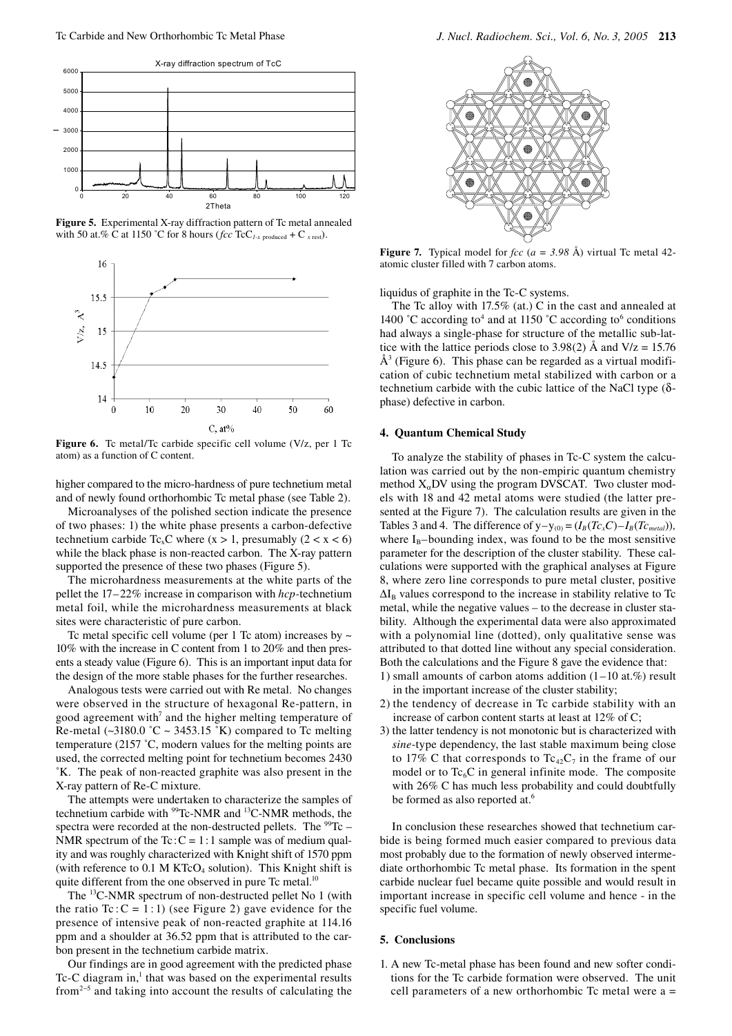**Figure 5.** Experimental X-ray diffraction pattern of Tc metal annealed with 50 at.% C at 1150 ˚C for 8 hours (*fcc* $TcC_{1-x\ \text{produced}} + C_{x\ \text{rest}}$).

**Figure 6.** Tc metal/Tc carbide specific cell volume (V/z, per 1 Tc atom) as a function of C content.

higher compared to the micro-hardness of pure technetium metal and of newly found orthorhombic Tc metal phase (see Table 2).

Microanalyses of the polished section indicate the presence of two phases: 1) the white phase presents a carbon-defective technetium carbide $Tc_xC$ where ($x > 1$, presumably $(2 < x < 6)$ while the black phase is non-reacted carbon. The X-ray pattern supported the presence of these two phases (Figure 5).

The microhardness measurements at the white parts of the pellet the 17–22% increase in comparison with *hcp*-technetium metal foil, while the microhardness measurements at black sites were characteristic of pure carbon.

Tc metal specific cell volume (per 1 Tc atom) increases by ~ 10% with the increase in C content from 1 to 20% and then presents a steady value (Figure 6). This is an important input data for the design of the more stable phases for the further researches.

Analogous tests were carried out with Re metal. No changes were observed in the structure of hexagonal Re-pattern, in good agreement with[7] and the higher melting temperature of Re-metal (~3180.0 ˚C ~ 3453.15 ˚K) compared to Tc melting temperature (2157 ˚C, modern values for the melting points are used, the corrected melting point for technetium becomes 2430 ˚K. The peak of non-reacted graphite was also present in the X-ray pattern of Re-C mixture.

The attempts were undertaken to characterize the samples of technetium carbide with $^{99}$Tc-NMR and $^{13}$C-NMR methods, the spectra were recorded at the non-destructed pellets. The $^{99}$Tc – NMR spectrum of the Tc : C = 1 : 1 sample was of medium quality and was roughly characterized with Knight shift of 1570 ppm (with reference to 0.1 M $KTcO_4$ solution). This Knight shift is quite different from the one observed in pure Tc metal.[10]

The $^{13}$C-NMR spectrum of non-destructed pellet No 1 (with the ratio Tc : C = 1 : 1) (see Figure 2) gave evidence for the presence of intensive peak of non-reacted graphite at 114.16 ppm and a shoulder at 36.52 ppm that is attributed to the carbon present in the technetium carbide matrix.

Our findings are in good agreement with the predicted phase Tc-C diagram in,[1] that was based on the experimental results from[2–5] and taking into account the results of calculating the liquidus of graphite in the Tc-C systems.

**Figure 7.** Typical model for *fcc* ($a = 3.98$ Å) virtual Tc metal 42-atomic cluster filled with 7 carbon atoms.

The Tc alloy with 17.5% (at.) C in the cast and annealed at 1400 ˚C according to[4] and at 1150 ˚C according to[6] conditions had always a single-phase for structure of the metallic sub-lattice with the lattice periods close to 3.98(2) Å and V/z = 15.76 Å$^3$ (Figure 6). This phase can be regarded as a virtual modification of cubic technetium metal stabilized with carbon or a technetium carbide with the cubic lattice of the NaCl type (δ-phase) defective in carbon.

## 4. Quantum Chemical Study

To analyze the stability of phases in Tc-C system the calculation was carried out by the non-empiric quantum chemistry method $X_\alpha DV$ using the program DVSCAT. Two cluster models with 18 and 42 metal atoms were studied (the latter presented at the Figure 7). The calculation results are given in the Tables 3 and 4. The difference of $y - y_{(0)} = (I_B(Tc_xC) - I_B(Tc_{metal}))$, where $I_B$–bounding index, was found to be the most sensitive parameter for the description of the cluster stability. These calculations were supported with the graphical analyses at Figure 8, where zero line corresponds to pure metal cluster, positive $\Delta I_B$ values correspond to the increase in stability relative to Tc metal, while the negative values – to the decrease in cluster stability. Although the experimental data were also approximated with a polynomial line (dotted), only qualitative sense was attributed to that dotted line without any special consideration. Both the calculations and the Figure 8 gave the evidence that:

1) small amounts of carbon atoms addition (1–10 at.%) result in the important increase of the cluster stability;
2) the tendency of decrease in Tc carbide stability with an increase of carbon content starts at least at 12% of C;
3) the latter tendency is not monotonic but is characterized with *sine*-type dependency, the last stable maximum being close to 17% C that corresponds to $Tc_{42}C_7$ in the frame of our model or to $Tc_6C$ in general infinite mode. The composite with 26% C has much less probability and could doubtfully be formed as also reported at.[6]

In conclusion these researches showed that technetium carbide is being formed much easier compared to previous data most probably due to the formation of newly observed intermediate orthorhombic Tc metal phase. Its formation in the spent carbide nuclear fuel became quite possible and would result in important increase in specific cell volume and hence - in the specific fuel volume.

## 5. Conclusions

1. A new Tc-metal phase has been found and new softer conditions for the Tc carbide formation were observed. The unit cell parameters of a new orthorhombic Tc metal were a =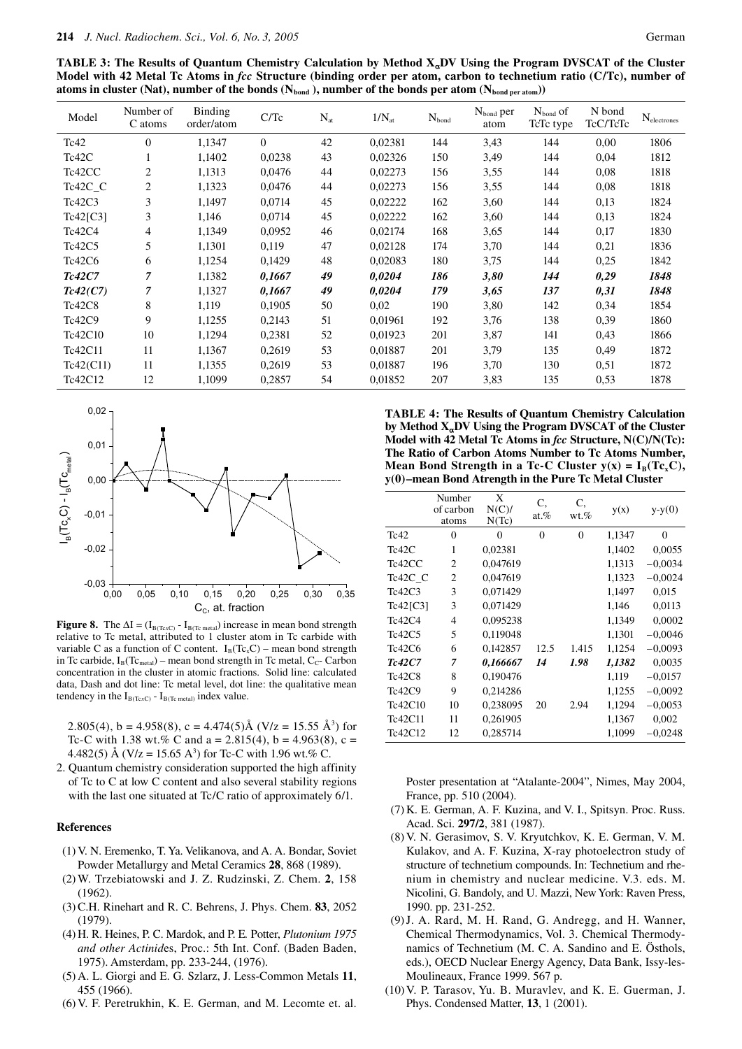**TABLE 3: The Results of Quantum Chemistry Calculation by Method $X_\alpha$DV Using the Program DVSCAT of the Cluster Model with 42 Metal Tc Atoms in *fcc* Structure (binding order per atom, carbon to technetium ratio (C/Tc), number of atoms in cluster (Nat), number of the bonds ($N_{bond}$), number of the bonds per atom ($N_{bond\ per\ atom}$))**

| Model | Number of C atoms | Binding order/atom | C/Tc | $N_{at}$ | $1/N_{at}$ | $N_{bond}$ | $N_{bond}$ per atom | $N_{bond}$ of TcTc type | N bond TcC/TcTc | $N_{electrones}$ |
|---|---|---|---|---|---|---|---|---|---|---|
| Tc42 | 0 | 1,1347 | 0 | 42 | 0,02381 | 144 | 3,43 | 144 | 0,00 | 1806 |
| Tc42C | 1 | 1,1402 | 0,0238 | 43 | 0,02326 | 150 | 3,49 | 144 | 0,04 | 1812 |
| Tc42CC | 2 | 1,1313 | 0,0476 | 44 | 0,02273 | 156 | 3,55 | 144 | 0,08 | 1818 |
| Tc42C_C | 2 | 1,1323 | 0,0476 | 44 | 0,02273 | 156 | 3,55 | 144 | 0,08 | 1818 |
| Tc42C3 | 3 | 1,1497 | 0,0714 | 45 | 0,02222 | 162 | 3,60 | 144 | 0,13 | 1824 |
| Tc42[C3] | 3 | 1,146 | 0,0714 | 45 | 0,02222 | 162 | 3,60 | 144 | 0,13 | 1824 |
| Tc42C4 | 4 | 1,1349 | 0,0952 | 46 | 0,02174 | 168 | 3,65 | 144 | 0,17 | 1830 |
| Tc42C5 | 5 | 1,1301 | 0,119 | 47 | 0,02128 | 174 | 3,70 | 144 | 0,21 | 1836 |
| Tc42C6 | 6 | 1,1254 | 0,1429 | 48 | 0,02083 | 180 | 3,75 | 144 | 0,25 | 1842 |
| ***Tc42C7*** | ***7*** | 1,1382 | ***0,1667*** | ***49*** | ***0,0204*** | ***186*** | ***3,80*** | ***144*** | ***0,29*** | ***1848*** |
| ***Tc42(C7)*** | ***7*** | 1,1327 | ***0,1667*** | ***49*** | ***0,0204*** | ***179*** | ***3,65*** | ***137*** | ***0,31*** | ***1848*** |
| Tc42C8 | 8 | 1,119 | 0,1905 | 50 | 0,02 | 190 | 3,80 | 142 | 0,34 | 1854 |
| Tc42C9 | 9 | 1,1255 | 0,2143 | 51 | 0,01961 | 192 | 3,76 | 138 | 0,39 | 1860 |
| Tc42C10 | 10 | 1,1294 | 0,2381 | 52 | 0,01923 | 201 | 3,87 | 141 | 0,43 | 1866 |
| Tc42C11 | 11 | 1,1367 | 0,2619 | 53 | 0,01887 | 201 | 3,79 | 135 | 0,49 | 1872 |
| Tc42(C11) | 11 | 1,1355 | 0,2619 | 53 | 0,01887 | 196 | 3,70 | 130 | 0,51 | 1872 |
| Tc42C12 | 12 | 1,1099 | 0,2857 | 54 | 0,01852 | 207 | 3,83 | 135 | 0,53 | 1878 |

$I_B(Tc_xC) - I_B(Tc_{metal})$

0,02
0,01
0,00
-0,01
-0,02
-0,03

0,00 0,05 0,10 0,15 0,20 0,25 0,30 0,35

$C_C$, at. fraction

**Figure 8.** The $\Delta I = (I_{B(TcxC)} - I_{B(Tc\ metal)})$ increase in mean bond strength relative to Tc metal, attributed to 1 cluster atom in Tc carbide with variable C as a function of C content. $I_B(Tc_xC)$ – mean bond strength in Tc carbide, $I_B(Tc_{metal})$ – mean bond strength in Tc metal, $C_C$- Carbon concentration in the cluster in atomic fractions. Solid line: calculated data, Dash and dot line: Tc metal level, dot line: the qualitative mean tendency in the $I_{B(TcxC)} - I_{B(Tc\ metal)}$ index value.

2.805(4), b = 4.958(8), c = 4.474(5)Å (V/z = 15.55 Å$^3$) for Tc-C with 1.38 wt.% C and a = 2.815(4), b = 4.963(8), c = 4.482(5) Å (V/z = 15.65 A$^3$) for Tc-C with 1.96 wt.% C.

2. Quantum chemistry consideration supported the high affinity of Tc to C at low C content and also several stability regions with the last one situated at Tc/C ratio of approximately 6/1.

**TABLE 4: The Results of Quantum Chemistry Calculation by Method $X_\alpha$DV Using the Program DVSCAT of the Cluster Model with 42 Metal Tc Atoms in *fcc* Structure, N(C)/N(Tc): The Ratio of Carbon Atoms Number to Tc Atoms Number, Mean Bond Strength in a Tc-C Cluster $y(x) = I_B(Tc_xC)$, y(0)–mean Bond Atrength in the Pure Tc Metal Cluster**

| | Number of carbon atoms | X N(C)/ N(Tc) | C, at.% | C, wt.% | y(x) | y-y(0) |
|---|---|---|---|---|---|---|
| Tc42 | 0 | 0 | 0 | 0 | 1,1347 | 0 |
| Tc42C | 1 | 0,02381 | | | 1,1402 | 0,0055 |
| Tc42CC | 2 | 0,047619 | | | 1,1313 | −0,0034 |
| Tc42C_C | 2 | 0,047619 | | | 1,1323 | −0,0024 |
| Tc42C3 | 3 | 0,071429 | | | 1,1497 | 0,015 |
| Tc42[C3] | 3 | 0,071429 | | | 1,146 | 0,0113 |
| Tc42C4 | 4 | 0,095238 | | | 1,1349 | 0,0002 |
| Tc42C5 | 5 | 0,119048 | | | 1,1301 | −0,0046 |
| Tc42C6 | 6 | 0,142857 | 12.5 | 1.415 | 1,1254 | −0,0093 |
| ***Tc42C7*** | ***7*** | ***0,166667*** | ***14*** | ***1.98*** | ***1,1382*** | 0,0035 |
| Tc42C8 | 8 | 0,190476 | | | 1,119 | −0,0157 |
| Tc42C9 | 9 | 0,214286 | | | 1,1255 | −0,0092 |
| Tc42C10 | 10 | 0,238095 | 20 | 2.94 | 1,1294 | −0,0053 |
| Tc42C11 | 11 | 0,261905 | | | 1,1367 | 0,002 |
| Tc42C12 | 12 | 0,285714 | | | 1,1099 | −0,0248 |

## References

(1) V. N. Eremenko, T. Ya. Velikanova, and A. A. Bondar, Soviet Powder Metallurgy and Metal Ceramics **28**, 868 (1989).

(2) W. Trzebiatowski and J. Z. Rudzinski, Z. Chem. **2**, 158 (1962).

(3) C.H. Rinehart and R. C. Behrens, J. Phys. Chem. **83**, 2052 (1979).

(4) H. R. Heines, P. C. Mardok, and P. E. Potter, *Plutonium 1975 and other Actinide*s, Proc.: 5th Int. Conf. (Baden Baden, 1975). Amsterdam, pp. 233-244, (1976).

(5) A. L. Giorgi and E. G. Szlarz, J. Less-Common Metals **11**, 455 (1966).

(6) V. F. Peretrukhin, K. E. German, and M. Lecomte et. al. Poster presentation at "Atalante-2004", Nimes, May 2004, France, pp. 510 (2004).

(7) K. E. German, A. F. Kuzina, and V. I., Spitsyn. Proc. Russ. Acad. Sci. **297/2**, 381 (1987).

(8) V. N. Gerasimov, S. V. Kryutchkov, K. E. German, V. M. Kulakov, and A. F. Kuzina, X-ray photoelectron study of structure of technetium compounds. In: Technetium and rhenium in chemistry and nuclear medicine. V.3. eds. M. Nicolini, G. Bandoly, and U. Mazzi, New York: Raven Press, 1990. pp. 231-252.

(9) J. A. Rard, M. H. Rand, G. Andregg, and H. Wanner, Chemical Thermodynamics, Vol. 3. Chemical Thermodynamics of Technetium (M. C. A. Sandino and E. Östhols, eds.), OECD Nuclear Energy Agency, Data Bank, Issy-les-Moulineaux, France 1999. 567 p.

(10) V. P. Tarasov, Yu. B. Muravlev, and K. E. Guerman, J. Phys. Condensed Matter, **13**, 1 (2001).